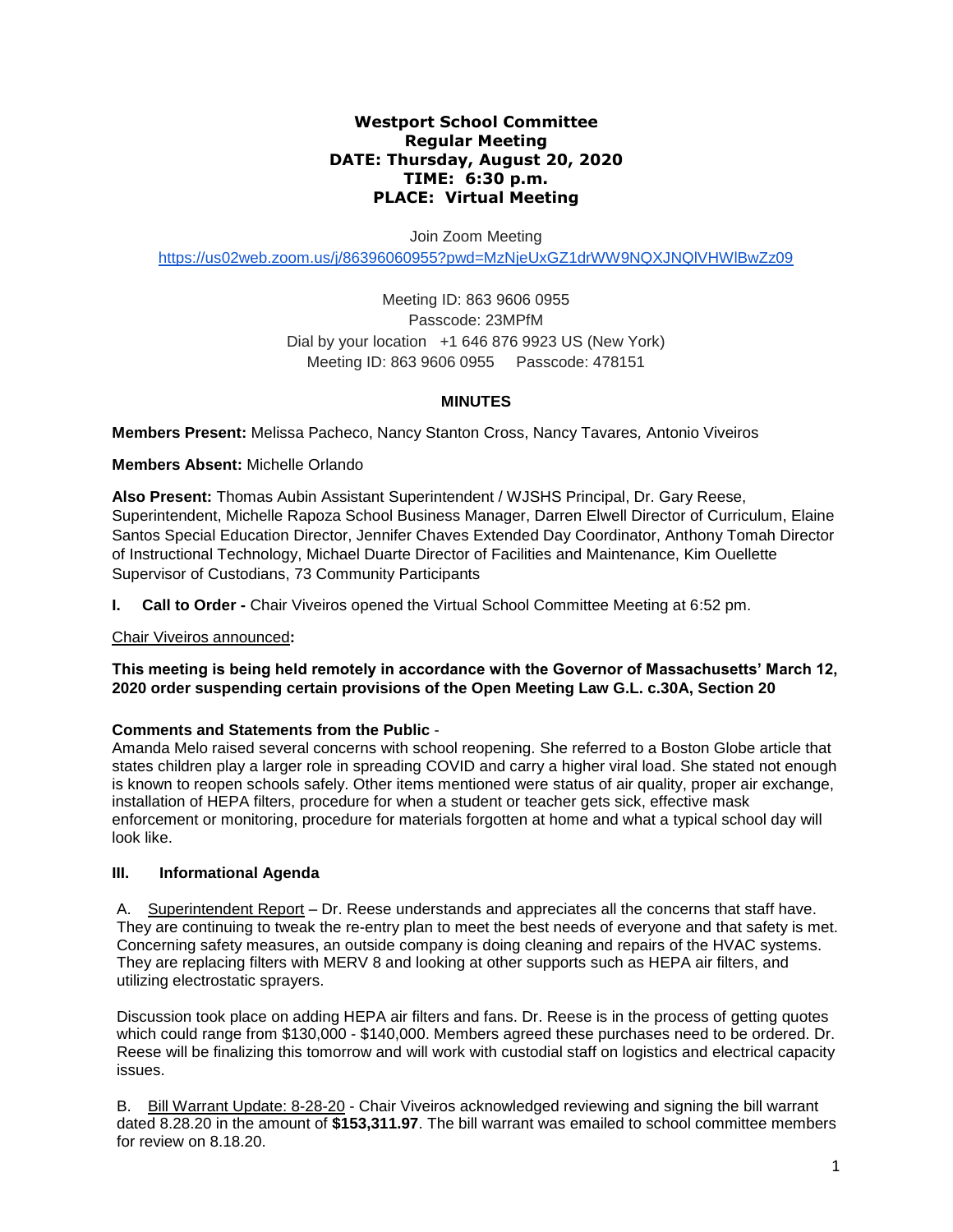**Westport School Committee**
**Regular Meeting**
**DATE: Thursday, August 20, 2020**
**TIME: 6:30 p.m.**
**PLACE: Virtual Meeting**

Join Zoom Meeting
https://us02web.zoom.us/j/86396060955?pwd=MzNjeUxGZ1drWW9NQXJNQlVHWlBwZz09

Meeting ID: 863 9606 0955
Passcode: 23MPfM
Dial by your location +1 646 876 9923 US (New York)
Meeting ID: 863 9606 0955 Passcode: 478151

**MINUTES**

**Members Present:** Melissa Pacheco, Nancy Stanton Cross, Nancy Tavares, Antonio Viveiros

**Members Absent:** Michelle Orlando

**Also Present:** Thomas Aubin Assistant Superintendent / WJSHS Principal, Dr. Gary Reese, Superintendent, Michelle Rapoza School Business Manager, Darren Elwell Director of Curriculum, Elaine Santos Special Education Director, Jennifer Chaves Extended Day Coordinator, Anthony Tomah Director of Instructional Technology, Michael Duarte Director of Facilities and Maintenance, Kim Ouellette Supervisor of Custodians, 73 Community Participants

**I. Call to Order -** Chair Viveiros opened the Virtual School Committee Meeting at 6:52 pm.

Chair Viveiros announced**:**

**This meeting is being held remotely in accordance with the Governor of Massachusetts' March 12, 2020 order suspending certain provisions of the Open Meeting Law G.L. c.30A, Section 20**

**Comments and Statements from the Public** -
Amanda Melo raised several concerns with school reopening. She referred to a Boston Globe article that states children play a larger role in spreading COVID and carry a higher viral load. She stated not enough is known to reopen schools safely. Other items mentioned were status of air quality, proper air exchange, installation of HEPA filters, procedure for when a student or teacher gets sick, effective mask enforcement or monitoring, procedure for materials forgotten at home and what a typical school day will look like.

**III. Informational Agenda**

A. Superintendent Report – Dr. Reese understands and appreciates all the concerns that staff have. They are continuing to tweak the re-entry plan to meet the best needs of everyone and that safety is met. Concerning safety measures, an outside company is doing cleaning and repairs of the HVAC systems. They are replacing filters with MERV 8 and looking at other supports such as HEPA air filters, and utilizing electrostatic sprayers.

Discussion took place on adding HEPA air filters and fans. Dr. Reese is in the process of getting quotes which could range from $130,000 - $140,000. Members agreed these purchases need to be ordered. Dr. Reese will be finalizing this tomorrow and will work with custodial staff on logistics and electrical capacity issues.

B. Bill Warrant Update: 8-28-20 - Chair Viveiros acknowledged reviewing and signing the bill warrant dated 8.28.20 in the amount of **$153,311.97**. The bill warrant was emailed to school committee members for review on 8.18.20.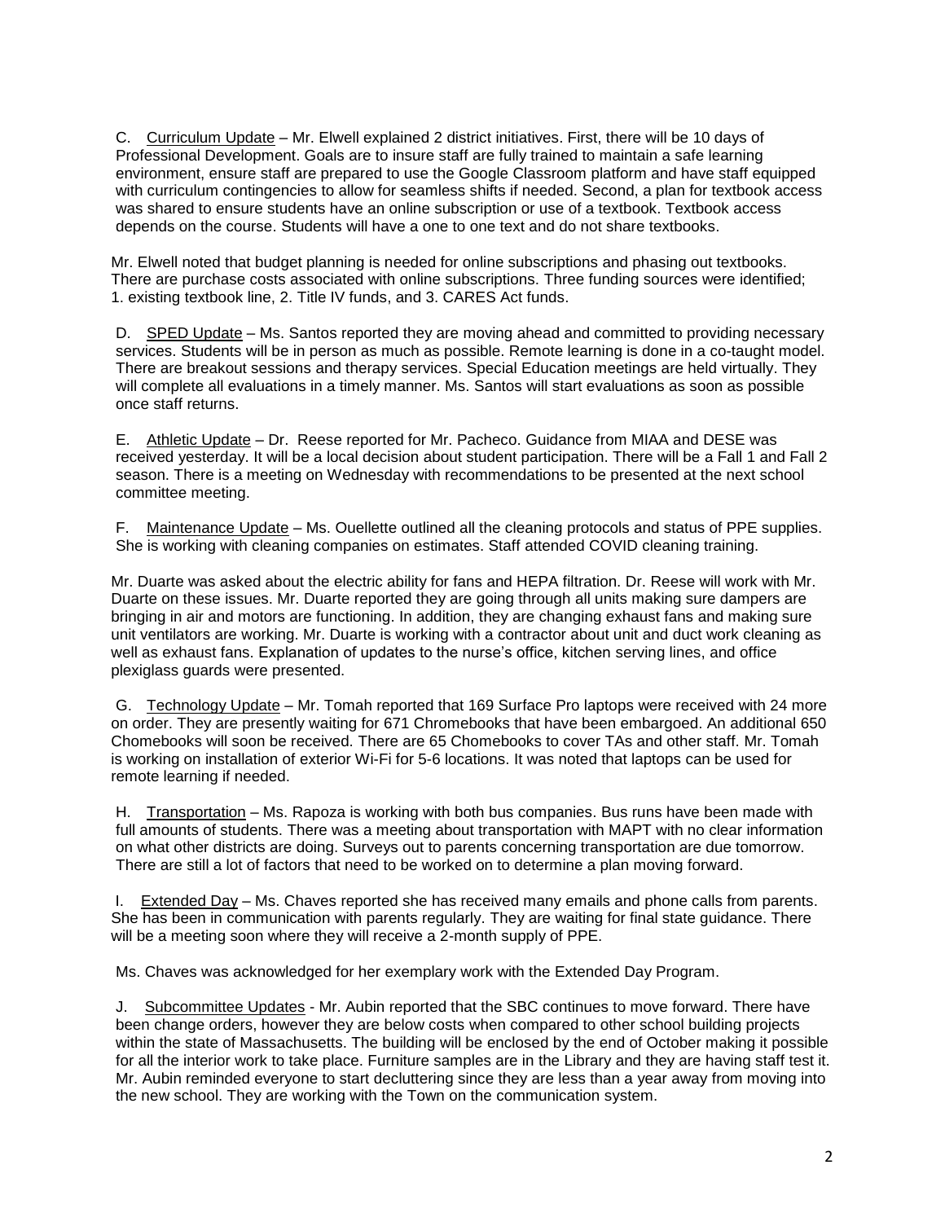C. Curriculum Update – Mr. Elwell explained 2 district initiatives. First, there will be 10 days of Professional Development. Goals are to insure staff are fully trained to maintain a safe learning environment, ensure staff are prepared to use the Google Classroom platform and have staff equipped with curriculum contingencies to allow for seamless shifts if needed. Second, a plan for textbook access was shared to ensure students have an online subscription or use of a textbook. Textbook access depends on the course. Students will have a one to one text and do not share textbooks.

Mr. Elwell noted that budget planning is needed for online subscriptions and phasing out textbooks. There are purchase costs associated with online subscriptions. Three funding sources were identified; 1. existing textbook line, 2. Title IV funds, and 3. CARES Act funds.

D. SPED Update – Ms. Santos reported they are moving ahead and committed to providing necessary services. Students will be in person as much as possible. Remote learning is done in a co-taught model. There are breakout sessions and therapy services. Special Education meetings are held virtually. They will complete all evaluations in a timely manner. Ms. Santos will start evaluations as soon as possible once staff returns.

E. Athletic Update – Dr. Reese reported for Mr. Pacheco. Guidance from MIAA and DESE was received yesterday. It will be a local decision about student participation. There will be a Fall 1 and Fall 2 season. There is a meeting on Wednesday with recommendations to be presented at the next school committee meeting.

F. Maintenance Update – Ms. Ouellette outlined all the cleaning protocols and status of PPE supplies. She is working with cleaning companies on estimates. Staff attended COVID cleaning training.

Mr. Duarte was asked about the electric ability for fans and HEPA filtration. Dr. Reese will work with Mr. Duarte on these issues. Mr. Duarte reported they are going through all units making sure dampers are bringing in air and motors are functioning. In addition, they are changing exhaust fans and making sure unit ventilators are working. Mr. Duarte is working with a contractor about unit and duct work cleaning as well as exhaust fans. Explanation of updates to the nurse's office, kitchen serving lines, and office plexiglass guards were presented.

G. Technology Update – Mr. Tomah reported that 169 Surface Pro laptops were received with 24 more on order. They are presently waiting for 671 Chromebooks that have been embargoed. An additional 650 Chomebooks will soon be received. There are 65 Chomebooks to cover TAs and other staff. Mr. Tomah is working on installation of exterior Wi-Fi for 5-6 locations. It was noted that laptops can be used for remote learning if needed.

H. Transportation – Ms. Rapoza is working with both bus companies. Bus runs have been made with full amounts of students. There was a meeting about transportation with MAPT with no clear information on what other districts are doing. Surveys out to parents concerning transportation are due tomorrow. There are still a lot of factors that need to be worked on to determine a plan moving forward.

I. Extended Day – Ms. Chaves reported she has received many emails and phone calls from parents. She has been in communication with parents regularly. They are waiting for final state guidance. There will be a meeting soon where they will receive a 2-month supply of PPE.

Ms. Chaves was acknowledged for her exemplary work with the Extended Day Program.

J. Subcommittee Updates - Mr. Aubin reported that the SBC continues to move forward. There have been change orders, however they are below costs when compared to other school building projects within the state of Massachusetts. The building will be enclosed by the end of October making it possible for all the interior work to take place. Furniture samples are in the Library and they are having staff test it. Mr. Aubin reminded everyone to start decluttering since they are less than a year away from moving into the new school. They are working with the Town on the communication system.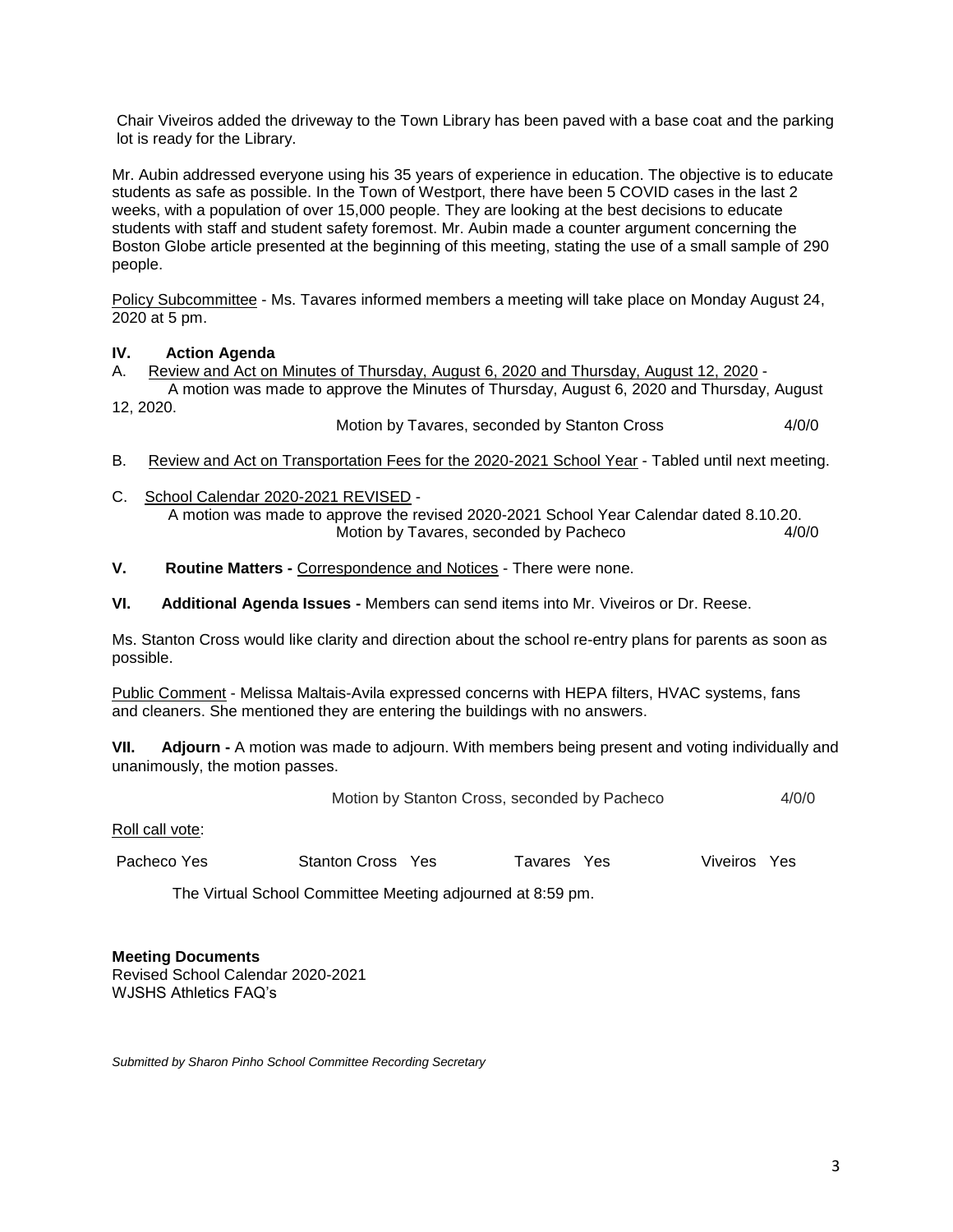Chair Viveiros added the driveway to the Town Library has been paved with a base coat and the parking lot is ready for the Library.

Mr. Aubin addressed everyone using his 35 years of experience in education. The objective is to educate students as safe as possible. In the Town of Westport, there have been 5 COVID cases in the last 2 weeks, with a population of over 15,000 people. They are looking at the best decisions to educate students with staff and student safety foremost. Mr. Aubin made a counter argument concerning the Boston Globe article presented at the beginning of this meeting, stating the use of a small sample of 290 people.

Policy Subcommittee - Ms. Tavares informed members a meeting will take place on Monday August 24, 2020 at 5 pm.

**IV. Action Agenda**

A. Review and Act on Minutes of Thursday, August 6, 2020 and Thursday, August 12, 2020 -
A motion was made to approve the Minutes of Thursday, August 6, 2020 and Thursday, August 12, 2020.

Motion by Tavares, seconded by Stanton Cross 4/0/0

B. Review and Act on Transportation Fees for the 2020-2021 School Year - Tabled until next meeting.

C. School Calendar 2020-2021 REVISED -
A motion was made to approve the revised 2020-2021 School Year Calendar dated 8.10.20.

Motion by Tavares, seconded by Pacheco 4/0/0

**V. Routine Matters -** Correspondence and Notices - There were none.

**VI. Additional Agenda Issues -** Members can send items into Mr. Viveiros or Dr. Reese.

Ms. Stanton Cross would like clarity and direction about the school re-entry plans for parents as soon as possible.

Public Comment - Melissa Maltais-Avila expressed concerns with HEPA filters, HVAC systems, fans and cleaners. She mentioned they are entering the buildings with no answers.

**VII. Adjourn -** A motion was made to adjourn. With members being present and voting individually and unanimously, the motion passes.

Motion by Stanton Cross, seconded by Pacheco 4/0/0

Roll call vote:

Pacheco Yes Stanton Cross Yes Tavares Yes Viveiros Yes

The Virtual School Committee Meeting adjourned at 8:59 pm.

**Meeting Documents**
Revised School Calendar 2020-2021
WJSHS Athletics FAQ's

*Submitted by Sharon Pinho School Committee Recording Secretary*